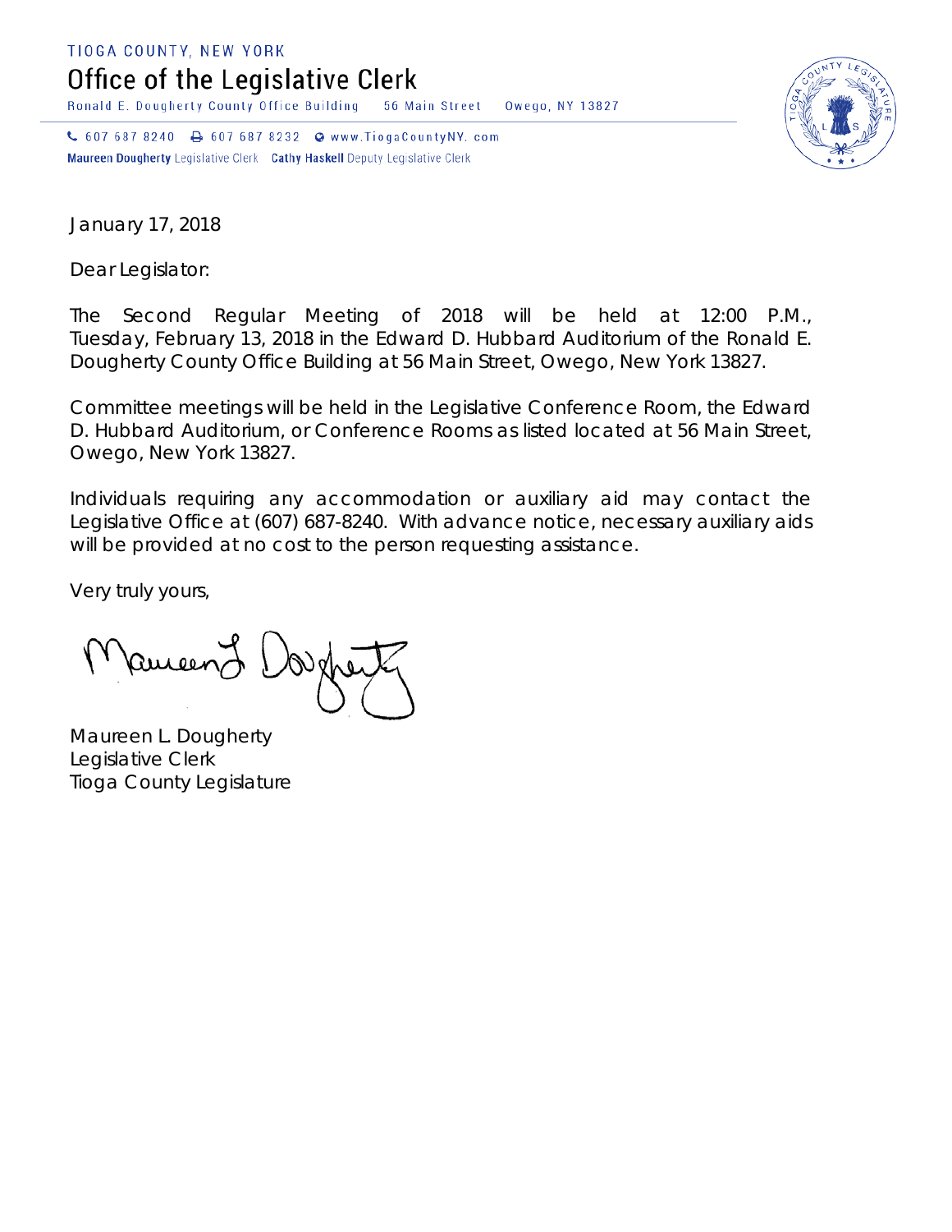TIOGA COUNTY, NEW YORK

# Office of the Legislative Clerk

Ronald E. Dougherty County Office Building    56 Main Street    Owego, NY 13827

607 687 8240    607 687 8232    www.TiogaCountyNY. com

**Maureen Dougherty** Legislative Clerk    **Cathy Haskell** Deputy Legislative Clerk

January 17, 2018

Dear Legislator:

The Second Regular Meeting of 2018 will be held at 12:00 P.M., Tuesday, February 13, 2018 in the Edward D. Hubbard Auditorium of the Ronald E. Dougherty County Office Building at 56 Main Street, Owego, New York 13827.

Committee meetings will be held in the Legislative Conference Room, the Edward D. Hubbard Auditorium, or Conference Rooms as listed located at 56 Main Street, Owego, New York 13827.

Individuals requiring any accommodation or auxiliary aid may contact the Legislative Office at (607) 687-8240. With advance notice, necessary auxiliary aids will be provided at no cost to the person requesting assistance.

Very truly yours,

Maureen L. Dougherty
Legislative Clerk
Tioga County Legislature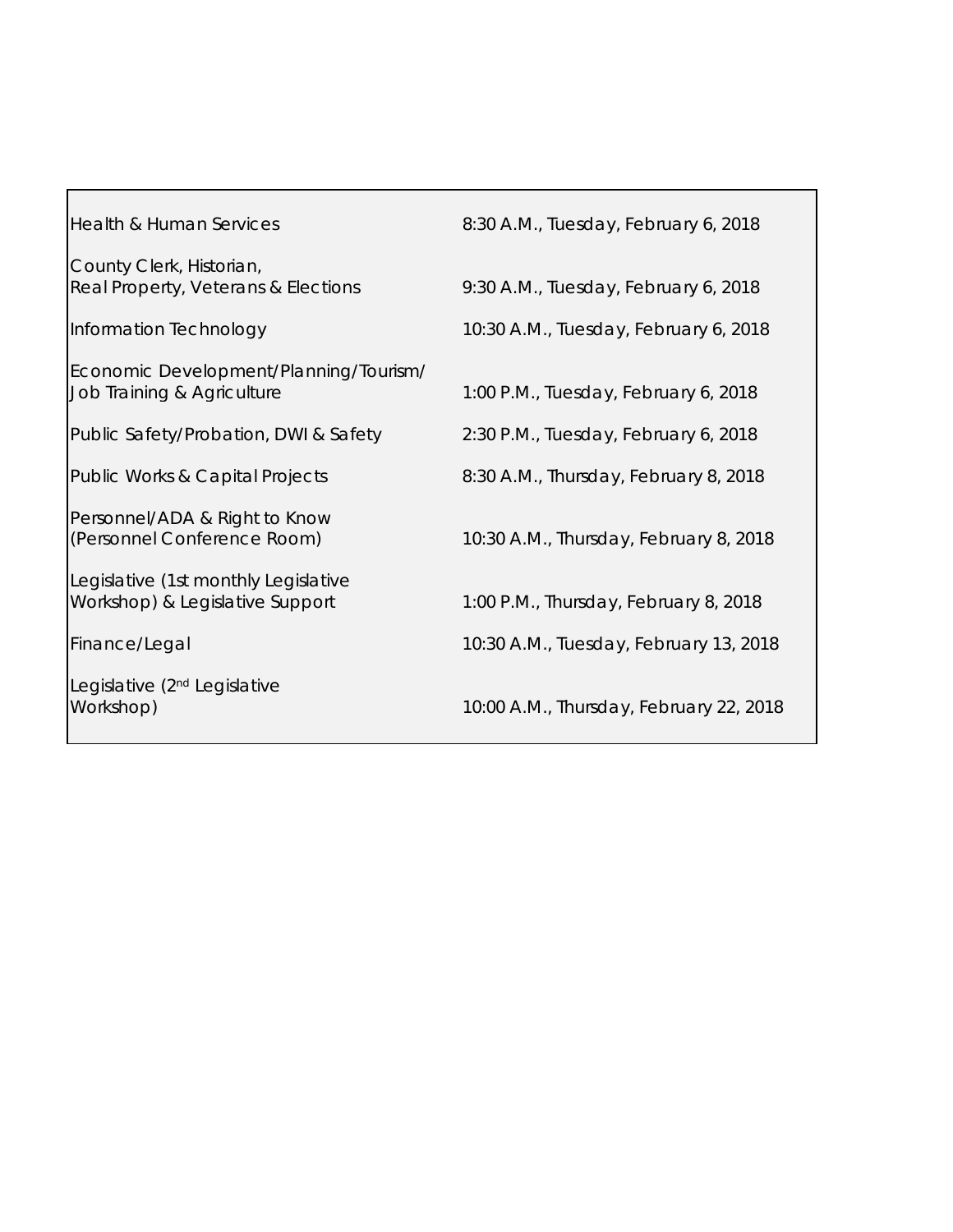| | |
|---|---|
| Health & Human Services | 8:30 A.M., Tuesday, February 6, 2018 |
| County Clerk, Historian, Real Property, Veterans & Elections | 9:30 A.M., Tuesday, February 6, 2018 |
| Information Technology | 10:30 A.M., Tuesday, February 6, 2018 |
| Economic Development/Planning/Tourism/ Job Training & Agriculture | 1:00 P.M., Tuesday, February 6, 2018 |
| Public Safety/Probation, DWI & Safety | 2:30 P.M., Tuesday, February 6, 2018 |
| Public Works & Capital Projects | 8:30 A.M., Thursday, February 8, 2018 |
| Personnel/ADA & Right to Know (Personnel Conference Room) | 10:30 A.M., Thursday, February 8, 2018 |
| Legislative (1st monthly Legislative Workshop) & Legislative Support | 1:00 P.M., Thursday, February 8, 2018 |
| Finance/Legal | 10:30 A.M., Tuesday, February 13, 2018 |
| Legislative (2nd Legislative Workshop) | 10:00 A.M., Thursday, February 22, 2018 |